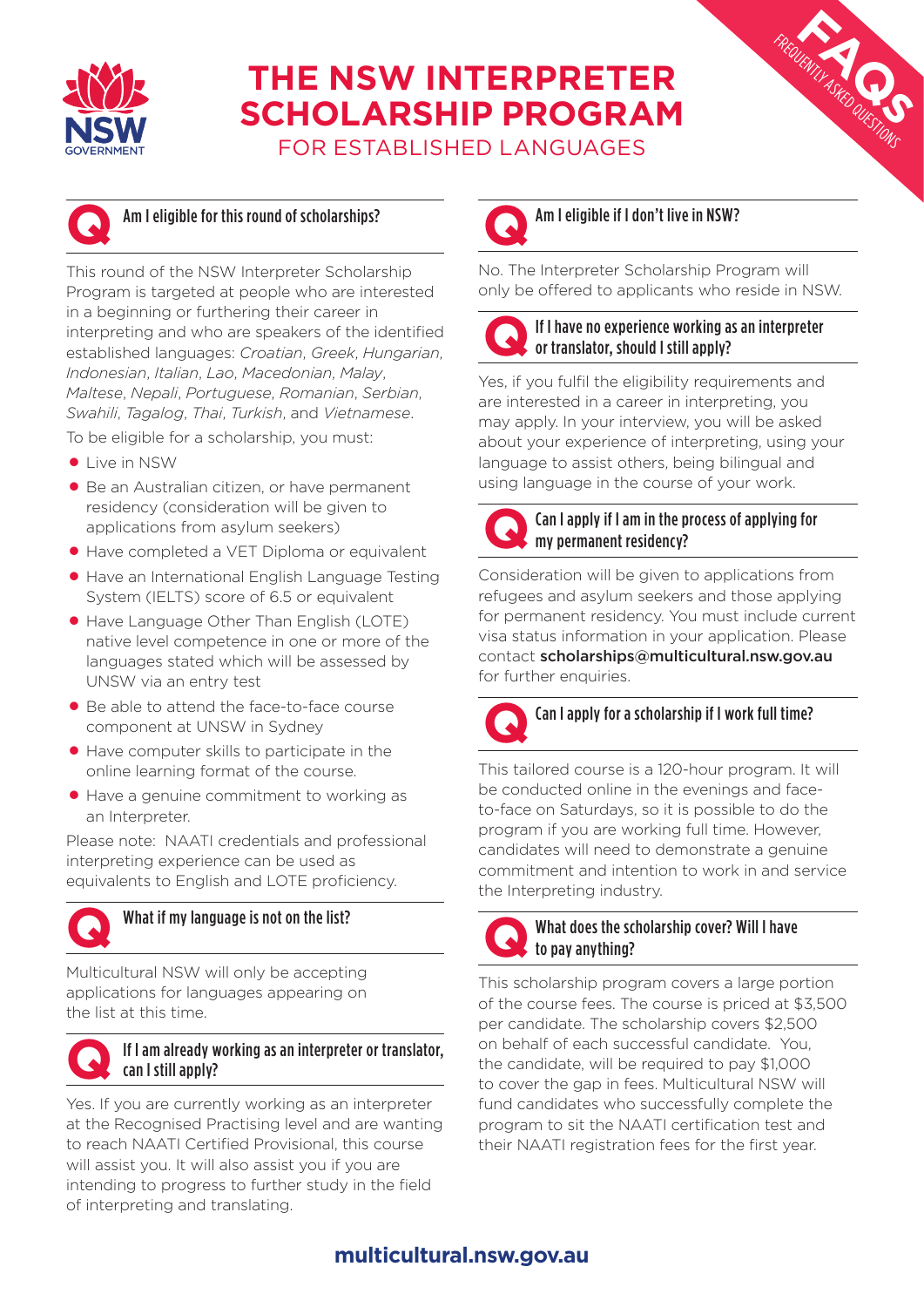# THE NSW INTERPRETER SCHOLARSHIP PROGRAM

## FOR ESTABLISHED LANGUAGES

FAQs
FREQUENTLY ASKED QUESTIONS

### Am I eligible for this round of scholarships?

This round of the NSW Interpreter Scholarship Program is targeted at people who are interested in a beginning or furthering their career in interpreting and who are speakers of the identified established languages: *Croatian*, *Greek*, *Hungarian*, *Indonesian*, *Italian*, *Lao*, *Macedonian*, *Malay*, *Maltese*, *Nepali*, *Portuguese*, *Romanian*, *Serbian*, *Swahili*, *Tagalog*, *Thai*, *Turkish*, and *Vietnamese*.

To be eligible for a scholarship, you must:

- Live in NSW
- Be an Australian citizen, or have permanent residency (consideration will be given to applications from asylum seekers)
- Have completed a VET Diploma or equivalent
- Have an International English Language Testing System (IELTS) score of 6.5 or equivalent
- Have Language Other Than English (LOTE) native level competence in one or more of the languages stated which will be assessed by UNSW via an entry test
- Be able to attend the face-to-face course component at UNSW in Sydney
- Have computer skills to participate in the online learning format of the course.
- Have a genuine commitment to working as an Interpreter.

Please note: NAATI credentials and professional interpreting experience can be used as equivalents to English and LOTE proficiency.

### What if my language is not on the list?

Multicultural NSW will only be accepting applications for languages appearing on the list at this time.

### If I am already working as an interpreter or translator, can I still apply?

Yes. If you are currently working as an interpreter at the Recognised Practising level and are wanting to reach NAATI Certified Provisional, this course will assist you. It will also assist you if you are intending to progress to further study in the field of interpreting and translating.

### Am I eligible if I don't live in NSW?

No. The Interpreter Scholarship Program will only be offered to applicants who reside in NSW.

### If I have no experience working as an interpreter or translator, should I still apply?

Yes, if you fulfil the eligibility requirements and are interested in a career in interpreting, you may apply. In your interview, you will be asked about your experience of interpreting, using your language to assist others, being bilingual and using language in the course of your work.

### Can I apply if I am in the process of applying for my permanent residency?

Consideration will be given to applications from refugees and asylum seekers and those applying for permanent residency. You must include current visa status information in your application. Please contact **scholarships@multicultural.nsw.gov.au** for further enquiries.

### Can I apply for a scholarship if I work full time?

This tailored course is a 120-hour program. It will be conducted online in the evenings and face-to-face on Saturdays, so it is possible to do the program if you are working full time. However, candidates will need to demonstrate a genuine commitment and intention to work in and service the Interpreting industry.

### What does the scholarship cover? Will I have to pay anything?

This scholarship program covers a large portion of the course fees. The course is priced at $3,500 per candidate. The scholarship covers $2,500 on behalf of each successful candidate. You, the candidate, will be required to pay $1,000 to cover the gap in fees. Multicultural NSW will fund candidates who successfully complete the program to sit the NAATI certification test and their NAATI registration fees for the first year.

**multicultural.nsw.gov.au**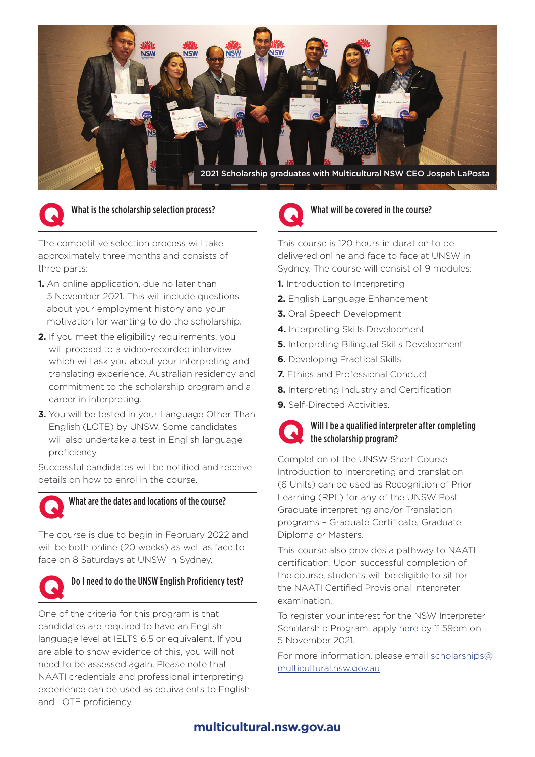2021 Scholarship graduates with Multicultural NSW CEO Jospeh LaPosta

## What is the scholarship selection process?

The competitive selection process will take approximately three months and consists of three parts:

1. An online application, due no later than 5 November 2021. This will include questions about your employment history and your motivation for wanting to do the scholarship.
2. If you meet the eligibility requirements, you will proceed to a video-recorded interview, which will ask you about your interpreting and translating experience, Australian residency and commitment to the scholarship program and a career in interpreting.
3. You will be tested in your Language Other Than English (LOTE) by UNSW. Some candidates will also undertake a test in English language proficiency.

Successful candidates will be notified and receive details on how to enrol in the course.

## What are the dates and locations of the course?

The course is due to begin in February 2022 and will be both online (20 weeks) as well as face to face on 8 Saturdays at UNSW in Sydney.

## Do I need to do the UNSW English Proficiency test?

One of the criteria for this program is that candidates are required to have an English language level at IELTS 6.5 or equivalent. If you are able to show evidence of this, you will not need to be assessed again. Please note that NAATI credentials and professional interpreting experience can be used as equivalents to English and LOTE proficiency.

## What will be covered in the course?

This course is 120 hours in duration to be delivered online and face to face at UNSW in Sydney. The course will consist of 9 modules:

1. Introduction to Interpreting
2. English Language Enhancement
3. Oral Speech Development
4. Interpreting Skills Development
5. Interpreting Bilingual Skills Development
6. Developing Practical Skills
7. Ethics and Professional Conduct
8. Interpreting Industry and Certification
9. Self-Directed Activities.

## Will I be a qualified interpreter after completing the scholarship program?

Completion of the UNSW Short Course Introduction to Interpreting and translation (6 Units) can be used as Recognition of Prior Learning (RPL) for any of the UNSW Post Graduate interpreting and/or Translation programs – Graduate Certificate, Graduate Diploma or Masters.

This course also provides a pathway to NAATI certification. Upon successful completion of the course, students will be eligible to sit for the NAATI Certified Provisional Interpreter examination.

To register your interest for the NSW Interpreter Scholarship Program, apply here by 11.59pm on 5 November 2021.

For more information, please email scholarships@multicultural.nsw.gov.au

**multicultural.nsw.gov.au**